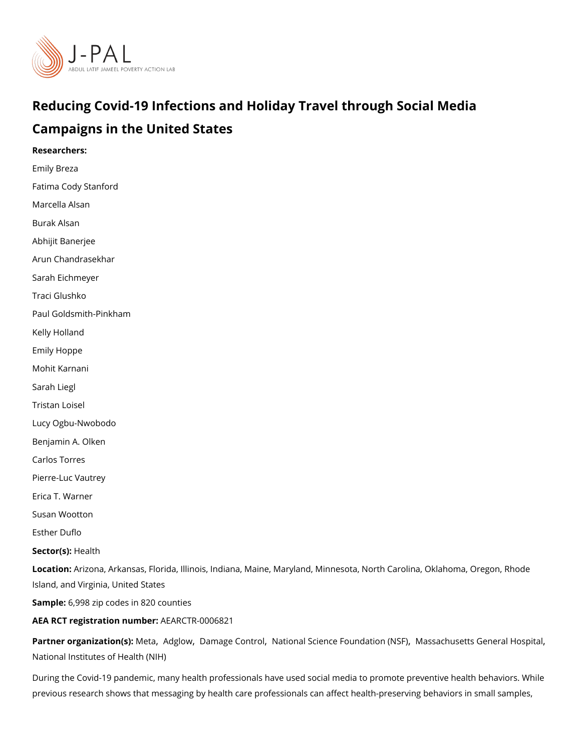# Reducing Covid-19 Infections and Holiday Travel through Social Media Campaigns in the United States

**Researchers:**

Emily Breza

Fatima Cody Stanford

Marcella Alsan

Burak Alsan

Abhijit Banerjee

Arun Chandrasekhar

Sarah Eichmeyer

Traci Glushko

Paul Goldsmith-Pinkham

Kelly Holland

Emily Hoppe

Mohit Karnani

Sarah Liegl

Tristan Loisel

Lucy Ogbu-Nwobodo

Benjamin A. Olken

Carlos Torres

Pierre-Luc Vautrey

Erica T. Warner

Susan Wootton

Esther Duflo

**Sector(s):** Health

**Location:** Arizona, Arkansas, Florida, Illinois, Indiana, Maine, Maryland, Minnesota, North Carolina, Oklahoma, Oregon, Rhode Island, and Virginia, United States

**Sample:** 6,998 zip codes in 820 counties

**AEA RCT registration number:** AEARCTR-0006821

**Partner organization(s):** Meta, Adglow, Damage Control, National Science Foundation (NSF), Massachusetts General Hospital, National Institutes of Health (NIH)

During the Covid-19 pandemic, many health professionals have used social media to promote preventive health behaviors. While previous research shows that messaging by health care professionals can affect health-preserving behaviors in small samples,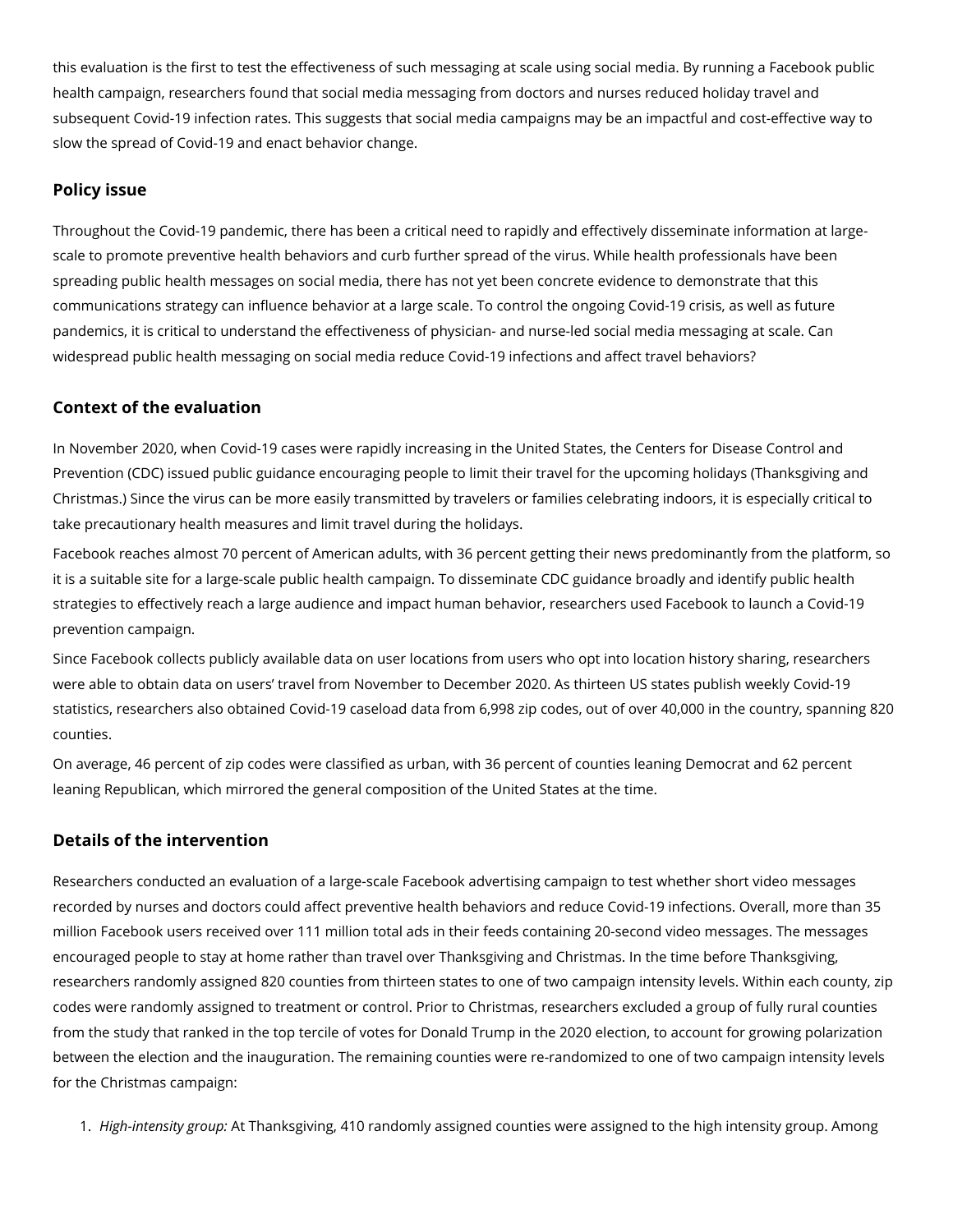this evaluation is the first to test the effectiveness of such messaging at scale using social media. By running a Facebook public health campaign, researchers found that social media messaging from doctors and nurses reduced holiday travel and subsequent Covid-19 infection rates. This suggests that social media campaigns may be an impactful and cost-effective way to slow the spread of Covid-19 and enact behavior change.

## Policy issue

Throughout the Covid-19 pandemic, there has been a critical need to rapidly and effectively disseminate information at large-scale to promote preventive health behaviors and curb further spread of the virus. While health professionals have been spreading public health messages on social media, there has not yet been concrete evidence to demonstrate that this communications strategy can influence behavior at a large scale. To control the ongoing Covid-19 crisis, as well as future pandemics, it is critical to understand the effectiveness of physician- and nurse-led social media messaging at scale. Can widespread public health messaging on social media reduce Covid-19 infections and affect travel behaviors?

## Context of the evaluation

In November 2020, when Covid-19 cases were rapidly increasing in the United States, the Centers for Disease Control and Prevention (CDC) issued public guidance encouraging people to limit their travel for the upcoming holidays (Thanksgiving and Christmas.) Since the virus can be more easily transmitted by travelers or families celebrating indoors, it is especially critical to take precautionary health measures and limit travel during the holidays.

Facebook reaches almost 70 percent of American adults, with 36 percent getting their news predominantly from the platform, so it is a suitable site for a large-scale public health campaign. To disseminate CDC guidance broadly and identify public health strategies to effectively reach a large audience and impact human behavior, researchers used Facebook to launch a Covid-19 prevention campaign.

Since Facebook collects publicly available data on user locations from users who opt into location history sharing, researchers were able to obtain data on users' travel from November to December 2020. As thirteen US states publish weekly Covid-19 statistics, researchers also obtained Covid-19 caseload data from 6,998 zip codes, out of over 40,000 in the country, spanning 820 counties.

On average, 46 percent of zip codes were classified as urban, with 36 percent of counties leaning Democrat and 62 percent leaning Republican, which mirrored the general composition of the United States at the time.

## Details of the intervention

Researchers conducted an evaluation of a large-scale Facebook advertising campaign to test whether short video messages recorded by nurses and doctors could affect preventive health behaviors and reduce Covid-19 infections. Overall, more than 35 million Facebook users received over 111 million total ads in their feeds containing 20-second video messages. The messages encouraged people to stay at home rather than travel over Thanksgiving and Christmas. In the time before Thanksgiving, researchers randomly assigned 820 counties from thirteen states to one of two campaign intensity levels. Within each county, zip codes were randomly assigned to treatment or control. Prior to Christmas, researchers excluded a group of fully rural counties from the study that ranked in the top tercile of votes for Donald Trump in the 2020 election, to account for growing polarization between the election and the inauguration. The remaining counties were re-randomized to one of two campaign intensity levels for the Christmas campaign:

1. *High-intensity group:* At Thanksgiving, 410 randomly assigned counties were assigned to the high intensity group. Among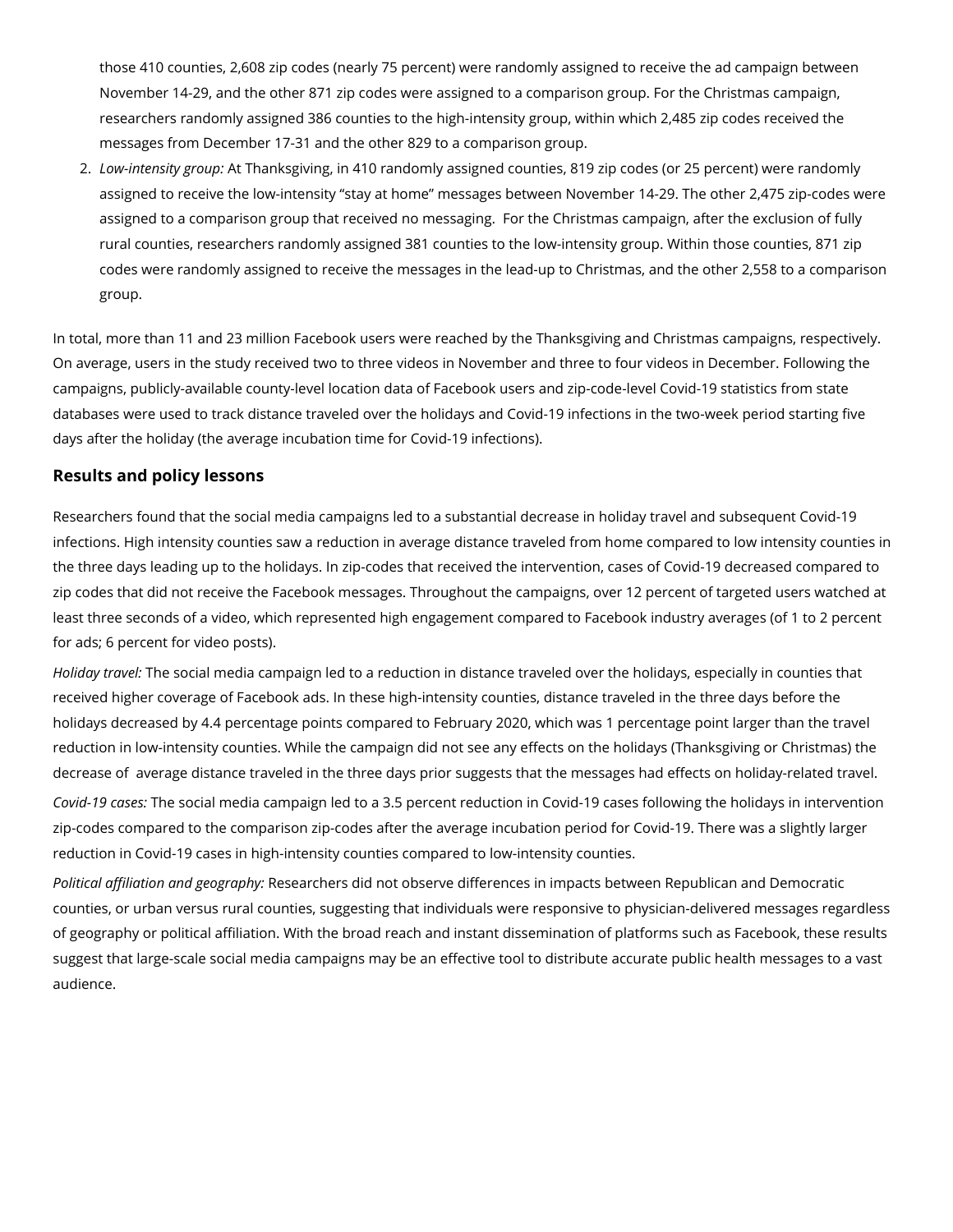those 410 counties, 2,608 zip codes (nearly 75 percent) were randomly assigned to receive the ad campaign between November 14-29, and the other 871 zip codes were assigned to a comparison group. For the Christmas campaign, researchers randomly assigned 386 counties to the high-intensity group, within which 2,485 zip codes received the messages from December 17-31 and the other 829 to a comparison group.

2. *Low-intensity group:* At Thanksgiving, in 410 randomly assigned counties, 819 zip codes (or 25 percent) were randomly assigned to receive the low-intensity "stay at home" messages between November 14-29. The other 2,475 zip-codes were assigned to a comparison group that received no messaging. For the Christmas campaign, after the exclusion of fully rural counties, researchers randomly assigned 381 counties to the low-intensity group. Within those counties, 871 zip codes were randomly assigned to receive the messages in the lead-up to Christmas, and the other 2,558 to a comparison group.

In total, more than 11 and 23 million Facebook users were reached by the Thanksgiving and Christmas campaigns, respectively. On average, users in the study received two to three videos in November and three to four videos in December. Following the campaigns, publicly-available county-level location data of Facebook users and zip-code-level Covid-19 statistics from state databases were used to track distance traveled over the holidays and Covid-19 infections in the two-week period starting five days after the holiday (the average incubation time for Covid-19 infections).

## Results and policy lessons

Researchers found that the social media campaigns led to a substantial decrease in holiday travel and subsequent Covid-19 infections. High intensity counties saw a reduction in average distance traveled from home compared to low intensity counties in the three days leading up to the holidays. In zip-codes that received the intervention, cases of Covid-19 decreased compared to zip codes that did not receive the Facebook messages. Throughout the campaigns, over 12 percent of targeted users watched at least three seconds of a video, which represented high engagement compared to Facebook industry averages (of 1 to 2 percent for ads; 6 percent for video posts).

*Holiday travel:* The social media campaign led to a reduction in distance traveled over the holidays, especially in counties that received higher coverage of Facebook ads. In these high-intensity counties, distance traveled in the three days before the holidays decreased by 4.4 percentage points compared to February 2020, which was 1 percentage point larger than the travel reduction in low-intensity counties. While the campaign did not see any effects on the holidays (Thanksgiving or Christmas) the decrease of average distance traveled in the three days prior suggests that the messages had effects on holiday-related travel.

*Covid-19 cases:* The social media campaign led to a 3.5 percent reduction in Covid-19 cases following the holidays in intervention zip-codes compared to the comparison zip-codes after the average incubation period for Covid-19. There was a slightly larger reduction in Covid-19 cases in high-intensity counties compared to low-intensity counties.

*Political affiliation and geography:* Researchers did not observe differences in impacts between Republican and Democratic counties, or urban versus rural counties, suggesting that individuals were responsive to physician-delivered messages regardless of geography or political affiliation. With the broad reach and instant dissemination of platforms such as Facebook, these results suggest that large-scale social media campaigns may be an effective tool to distribute accurate public health messages to a vast audience.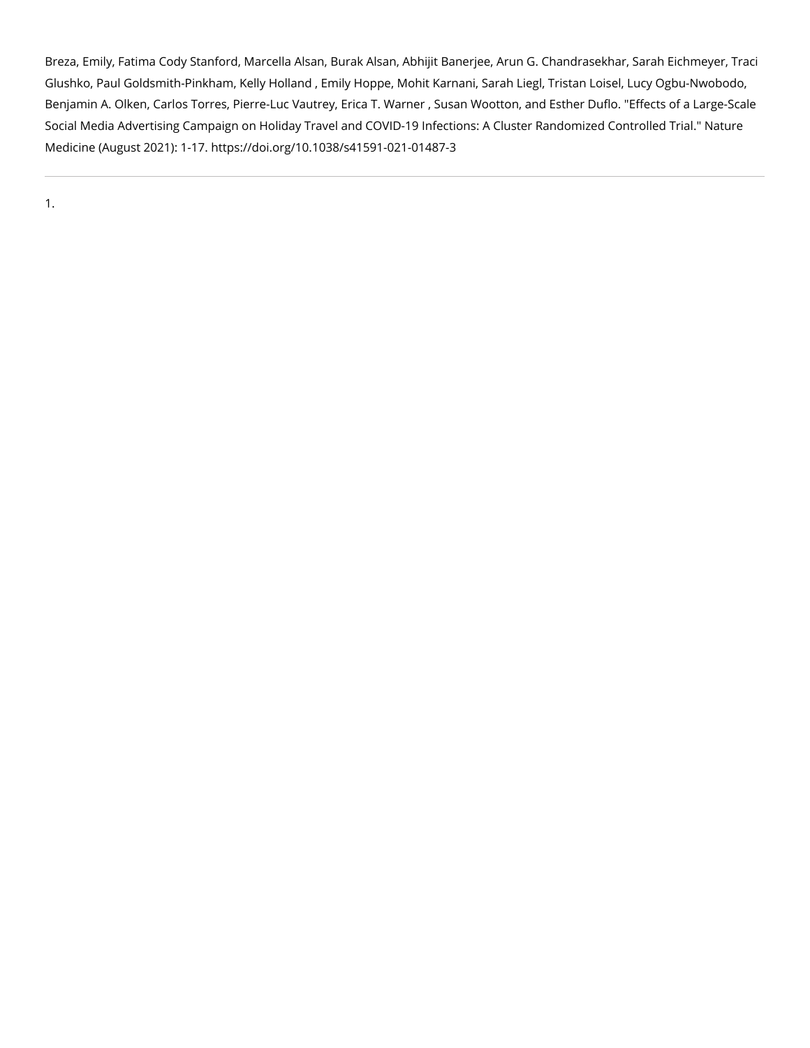Breza, Emily, Fatima Cody Stanford, Marcella Alsan, Burak Alsan, Abhijit Banerjee, Arun G. Chandrasekhar, Sarah Eichmeyer, Traci Glushko, Paul Goldsmith-Pinkham, Kelly Holland , Emily Hoppe, Mohit Karnani, Sarah Liegl, Tristan Loisel, Lucy Ogbu-Nwobodo, Benjamin A. Olken, Carlos Torres, Pierre-Luc Vautrey, Erica T. Warner , Susan Wootton, and Esther Duflo. "Effects of a Large-Scale Social Media Advertising Campaign on Holiday Travel and COVID-19 Infections: A Cluster Randomized Controlled Trial." Nature Medicine (August 2021): 1-17. https://doi.org/10.1038/s41591-021-01487-3

---

1.